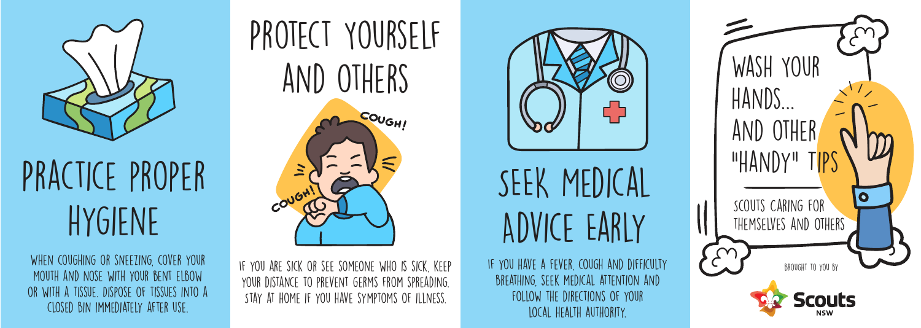## PRACTICE PROPER HYGIENE

WHEN COUGHING OR SNEEZING, COVER YOUR MOUTH AND NOSE WITH YOUR BENT ELBOW OR WITH A TISSUE. DISPOSE OF TISSUES INTO A CLOSED BIN IMMEDIATELY AFTER USE.

## PROTECT YOURSELF AND OTHERS

COUGH!

COUGH!

IF YOU ARE SICK OR SEE SOMEONE WHO IS SICK, KEEP YOUR DISTANCE TO PREVENT GERMS FROM SPREADING. STAY AT HOME IF YOU HAVE SYMPTOMS OF ILLNESS.

## SEEK MEDICAL ADVICE EARLY

IF YOU HAVE A FEVER, COUGH AND DIFFICULTY BREATHING, SEEK MEDICAL ATTENTION AND FOLLOW THE DIRECTIONS OF YOUR LOCAL HEALTH AUTHORITY.

# WASH YOUR HANDS... AND OTHER "HANDY" TIPS

SCOUTS CARING FOR THEMSELVES AND OTHERS

BROUGHT TO YOU BY

Scouts NSW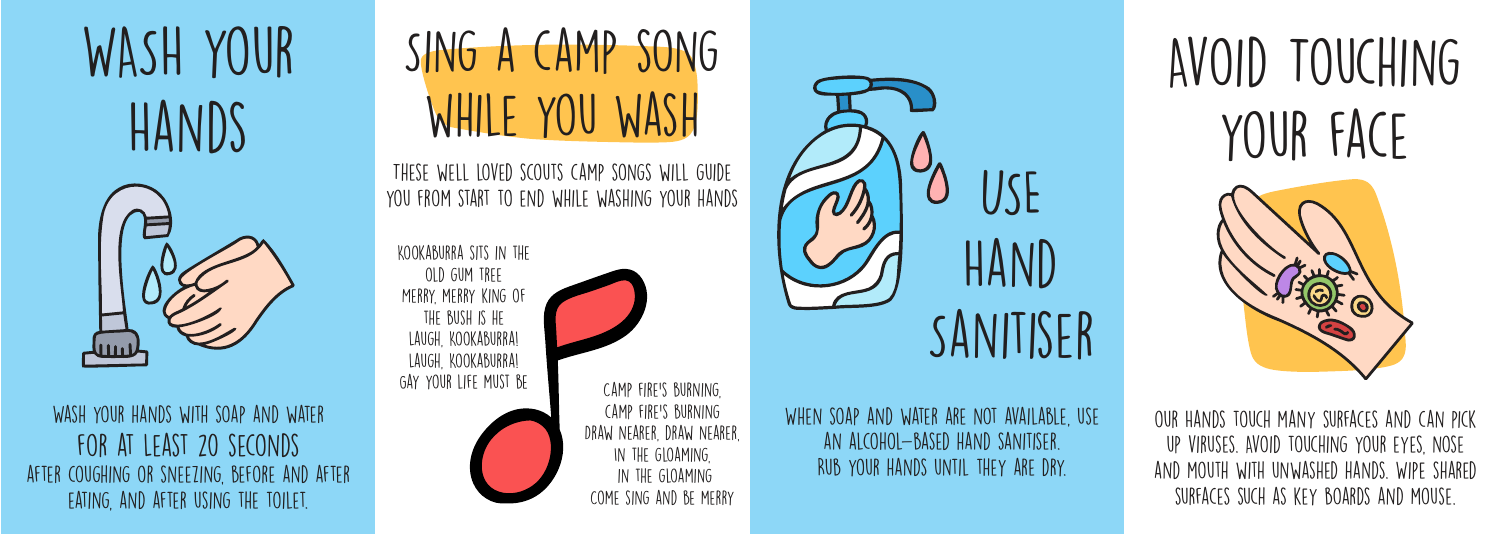# WASH YOUR HANDS

WASH YOUR HANDS WITH SOAP AND WATER
FOR AT LEAST 20 SECONDS
AFTER COUGHING OR SNEEZING, BEFORE AND AFTER EATING, AND AFTER USING THE TOILET.

# SING A CAMP SONG WHILE YOU WASH

THESE WELL LOVED SCOUTS CAMP SONGS WILL GUIDE YOU FROM START TO END WHILE WASHING YOUR HANDS

KOOKABURRA SITS IN THE
OLD GUM TREE
MERRY, MERRY KING OF
THE BUSH IS HE
LAUGH, KOOKABURRA!
LAUGH, KOOKABURRA!
GAY YOUR LIFE MUST BE

CAMP FIRE'S BURNING,
CAMP FIRE'S BURNING
DRAW NEARER, DRAW NEARER,
IN THE GLOAMING,
IN THE GLOAMING
COME SING AND BE MERRY

# USE HAND SANITISER

WHEN SOAP AND WATER ARE NOT AVAILABLE, USE AN ALCOHOL-BASED HAND SANITISER.
RUB YOUR HANDS UNTIL THEY ARE DRY.

# AVOID TOUCHING YOUR FACE

OUR HANDS TOUCH MANY SURFACES AND CAN PICK UP VIRUSES. AVOID TOUCHING YOUR EYES, NOSE AND MOUTH WITH UNWASHED HANDS. WIPE SHARED SURFACES SUCH AS KEY BOARDS AND MOUSE.